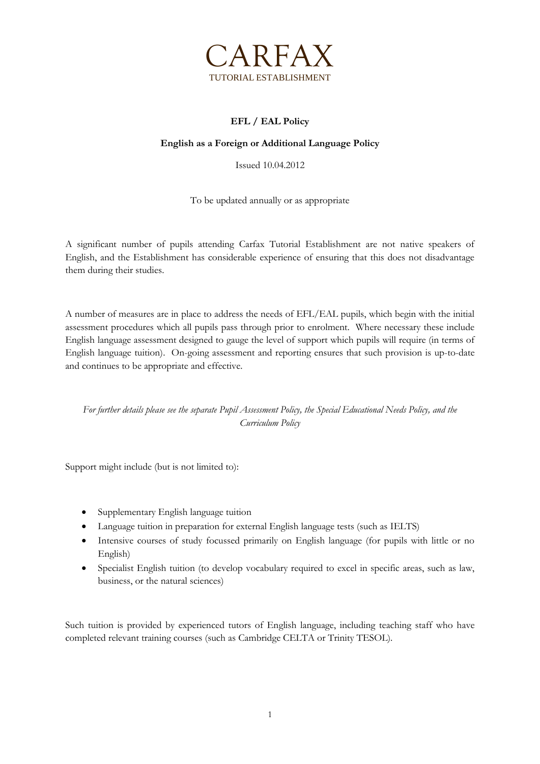# CARFAX

TUTORIAL ESTABLISHMENT

## EFL / EAL Policy

**English as a Foreign or Additional Language Policy**

Issued 10.04.2012

To be updated annually or as appropriate

A significant number of pupils attending Carfax Tutorial Establishment are not native speakers of English, and the Establishment has considerable experience of ensuring that this does not disadvantage them during their studies.

A number of measures are in place to address the needs of EFL/EAL pupils, which begin with the initial assessment procedures which all pupils pass through prior to enrolment. Where necessary these include English language assessment designed to gauge the level of support which pupils will require (in terms of English language tuition). On-going assessment and reporting ensures that such provision is up-to-date and continues to be appropriate and effective.

*For further details please see the separate Pupil Assessment Policy, the Special Educational Needs Policy, and the Curriculum Policy*

Support might include (but is not limited to):

- Supplementary English language tuition
- Language tuition in preparation for external English language tests (such as IELTS)
- Intensive courses of study focussed primarily on English language (for pupils with little or no English)
- Specialist English tuition (to develop vocabulary required to excel in specific areas, such as law, business, or the natural sciences)

Such tuition is provided by experienced tutors of English language, including teaching staff who have completed relevant training courses (such as Cambridge CELTA or Trinity TESOL).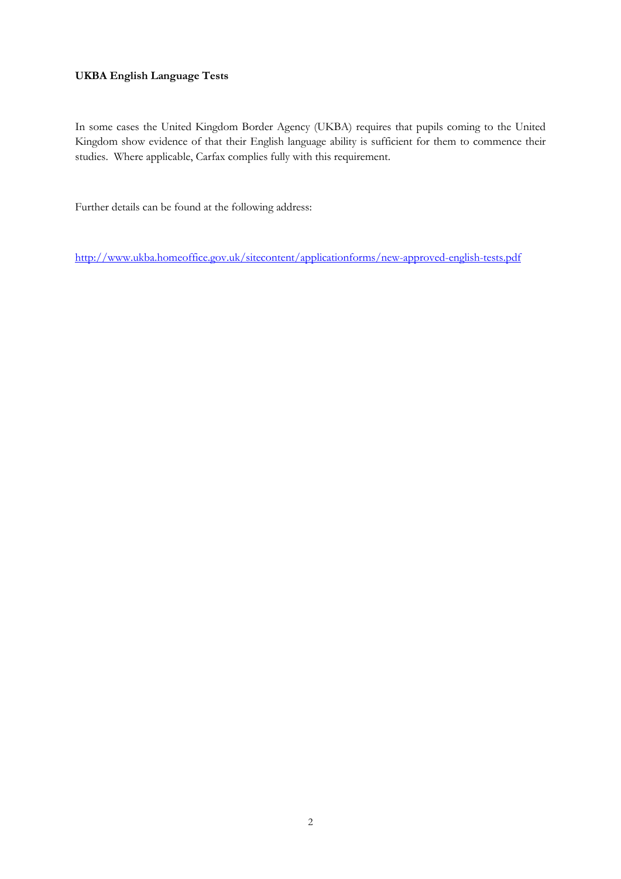**UKBA English Language Tests**

In some cases the United Kingdom Border Agency (UKBA) requires that pupils coming to the United Kingdom show evidence of that their English language ability is sufficient for them to commence their studies. Where applicable, Carfax complies fully with this requirement.

Further details can be found at the following address:

http://www.ukba.homeoffice.gov.uk/sitecontent/applicationforms/new-approved-english-tests.pdf